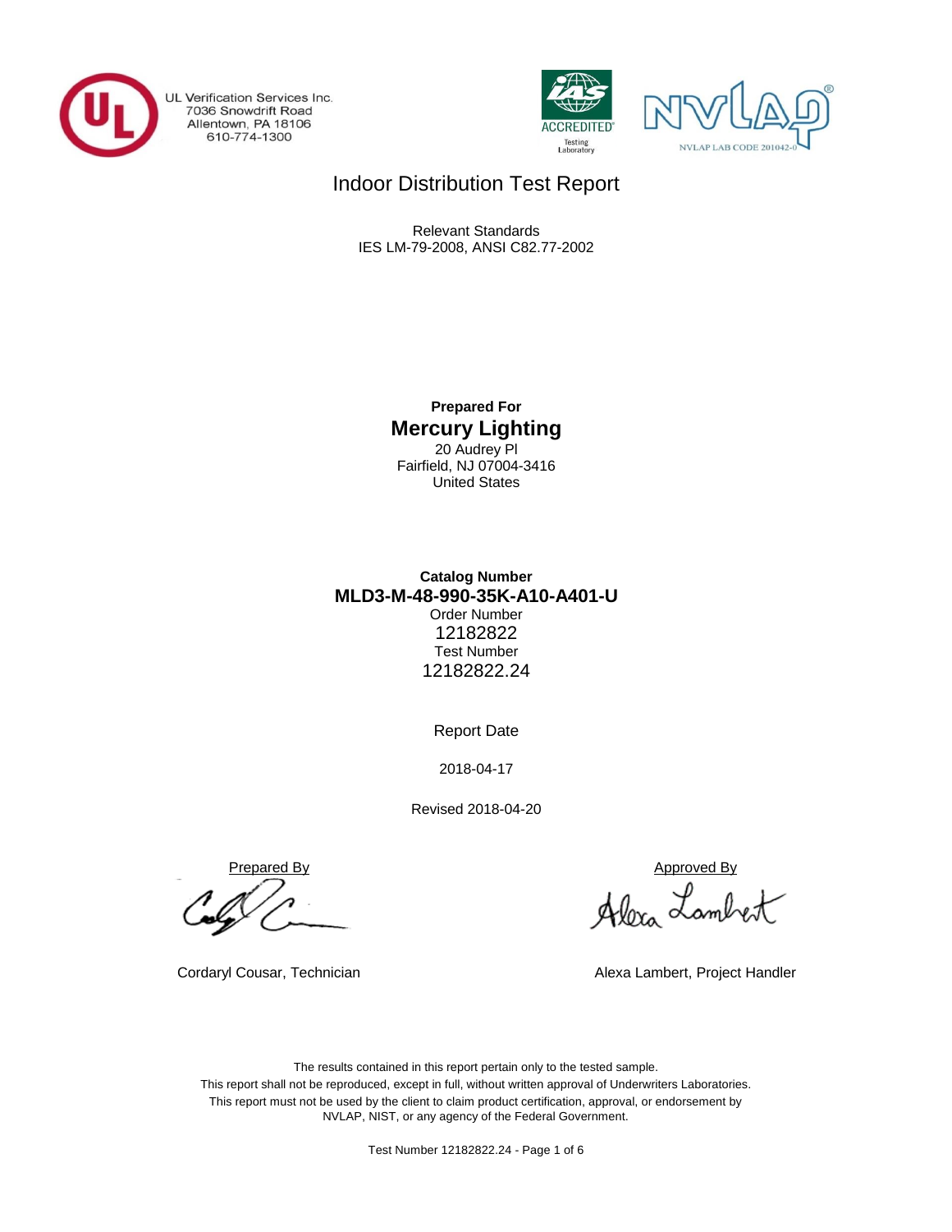UL Verification Services Inc.
7036 Snowdrift Road
Allentown, PA 18106
610-774-1300

ACCREDITED
Testing Laboratory

NVLAP LAB CODE 201042-0

# Indoor Distribution Test Report

Relevant Standards
IES LM-79-2008, ANSI C82.77-2002

**Prepared For**

## Mercury Lighting

20 Audrey Pl
Fairfield, NJ 07004-3416
United States

**Catalog Number**

**MLD3-M-48-990-35K-A10-A401-U**

Order Number
12182822
Test Number
12182822.24

Report Date

2018-04-17

Revised 2018-04-20

Prepared By

Cordaryl Cousar, Technician

Approved By

Alexa Lambert, Project Handler

The results contained in this report pertain only to the tested sample.
This report shall not be reproduced, except in full, without written approval of Underwriters Laboratories.
This report must not be used by the client to claim product certification, approval, or endorsement by NVLAP, NIST, or any agency of the Federal Government.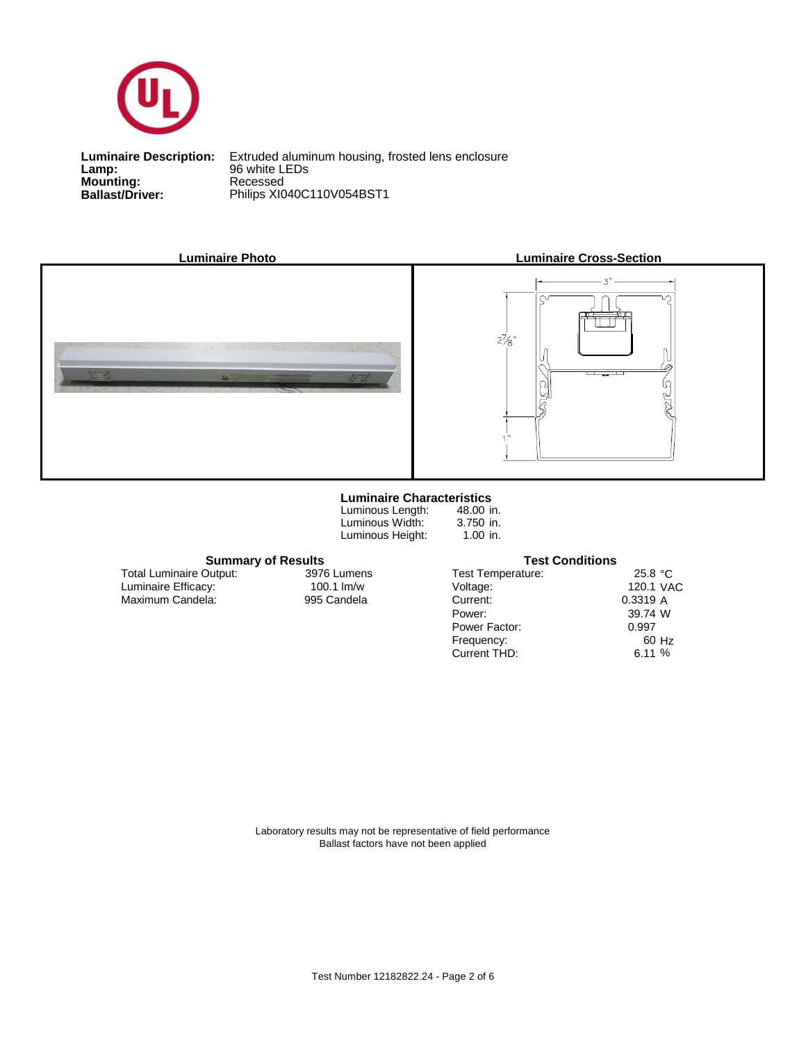| | |
|---|---|
| **Luminaire Description:** | Extruded aluminum housing, frosted lens enclosure |
| **Lamp:** | 96 white LEDs |
| **Mounting:** | Recessed |
| **Ballast/Driver:** | Philips XI040C110V054BST1 |

**Luminaire Photo**

**Luminaire Cross-Section**

3"

2 7/8"

1"

### Luminaire Characteristics

| | |
|---|---|
| Luminous Length: | 48.00 in. |
| Luminous Width: | 3.750 in. |
| Luminous Height: | 1.00 in. |

### Summary of Results

| | |
|---|---|
| Total Luminaire Output: | 3976 Lumens |
| Luminaire Efficacy: | 100.1 lm/w |
| Maximum Candela: | 995 Candela |

### Test Conditions

| | |
|---|---|
| Test Temperature: | 25.8 °C |
| Voltage: | 120.1 VAC |
| Current: | 0.3319 A |
| Power: | 39.74 W |
| Power Factor: | 0.997 |
| Frequency: | 60 Hz |
| Current THD: | 6.11 % |

Laboratory results may not be representative of field performance
Ballast factors have not been applied

Test Number 12182822.24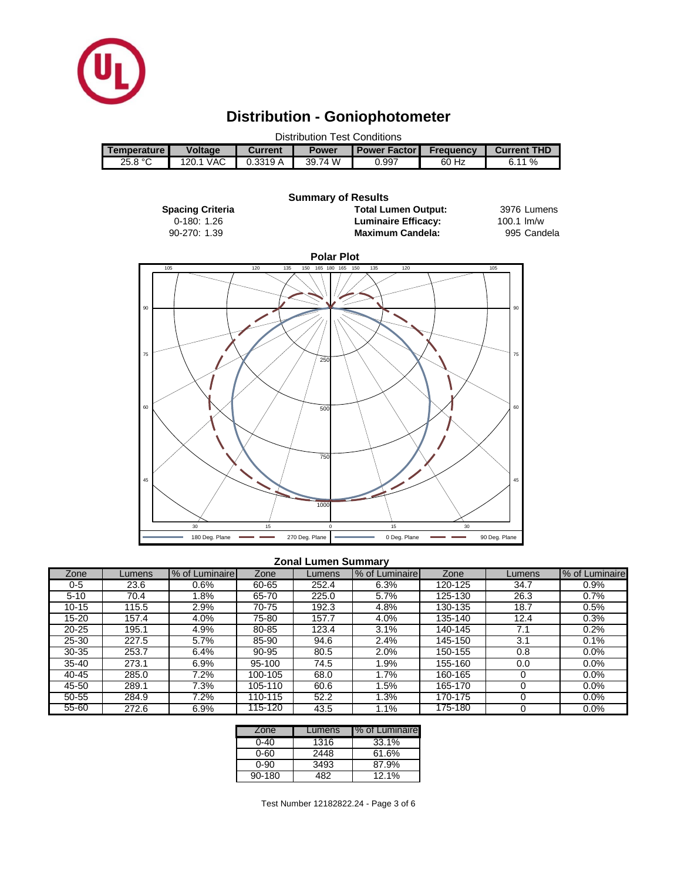# Distribution - Goniophotometer

Distribution Test Conditions

| Temperature | Voltage | Current | Power | Power Factor | Frequency | Current THD |
|---|---|---|---|---|---|---|
| 25.8 °C | 120.1 VAC | 0.3319 A | 39.74 W | 0.997 | 60 Hz | 6.11 % |

**Summary of Results**

**Spacing Criteria**
0-180: 1.26
90-270: 1.39

**Total Lumen Output:** 3976 Lumens
**Luminaire Efficacy:** 100.1 lm/w
**Maximum Candela:** 995 Candela

**Polar Plot**

105 120 135 150 165 180 165 150 135 120 105
90 90
75 75
60 60
45 45
250
500
750
1000
30 15 0 15 30
180 Deg. Plane
270 Deg. Plane
0 Deg. Plane
90 Deg. Plane

**Zonal Lumen Summary**

| Zone | Lumens | % of Luminaire | Zone | Lumens | % of Luminaire | Zone | Lumens | % of Luminaire |
|---|---|---|---|---|---|---|---|---|
| 0-5 | 23.6 | 0.6% | 60-65 | 252.4 | 6.3% | 120-125 | 34.7 | 0.9% |
| 5-10 | 70.4 | 1.8% | 65-70 | 225.0 | 5.7% | 125-130 | 26.3 | 0.7% |
| 10-15 | 115.5 | 2.9% | 70-75 | 192.3 | 4.8% | 130-135 | 18.7 | 0.5% |
| 15-20 | 157.4 | 4.0% | 75-80 | 157.7 | 4.0% | 135-140 | 12.4 | 0.3% |
| 20-25 | 195.1 | 4.9% | 80-85 | 123.4 | 3.1% | 140-145 | 7.1 | 0.2% |
| 25-30 | 227.5 | 5.7% | 85-90 | 94.6 | 2.4% | 145-150 | 3.1 | 0.1% |
| 30-35 | 253.7 | 6.4% | 90-95 | 80.5 | 2.0% | 150-155 | 0.8 | 0.0% |
| 35-40 | 273.1 | 6.9% | 95-100 | 74.5 | 1.9% | 155-160 | 0.0 | 0.0% |
| 40-45 | 285.0 | 7.2% | 100-105 | 68.0 | 1.7% | 160-165 | 0 | 0.0% |
| 45-50 | 289.1 | 7.3% | 105-110 | 60.6 | 1.5% | 165-170 | 0 | 0.0% |
| 50-55 | 284.9 | 7.2% | 110-115 | 52.2 | 1.3% | 170-175 | 0 | 0.0% |
| 55-60 | 272.6 | 6.9% | 115-120 | 43.5 | 1.1% | 175-180 | 0 | 0.0% |

| Zone | Lumens | % of Luminaire |
|---|---|---|
| 0-40 | 1316 | 33.1% |
| 0-60 | 2448 | 61.6% |
| 0-90 | 3493 | 87.9% |
| 90-180 | 482 | 12.1% |

Test Number 12182822.24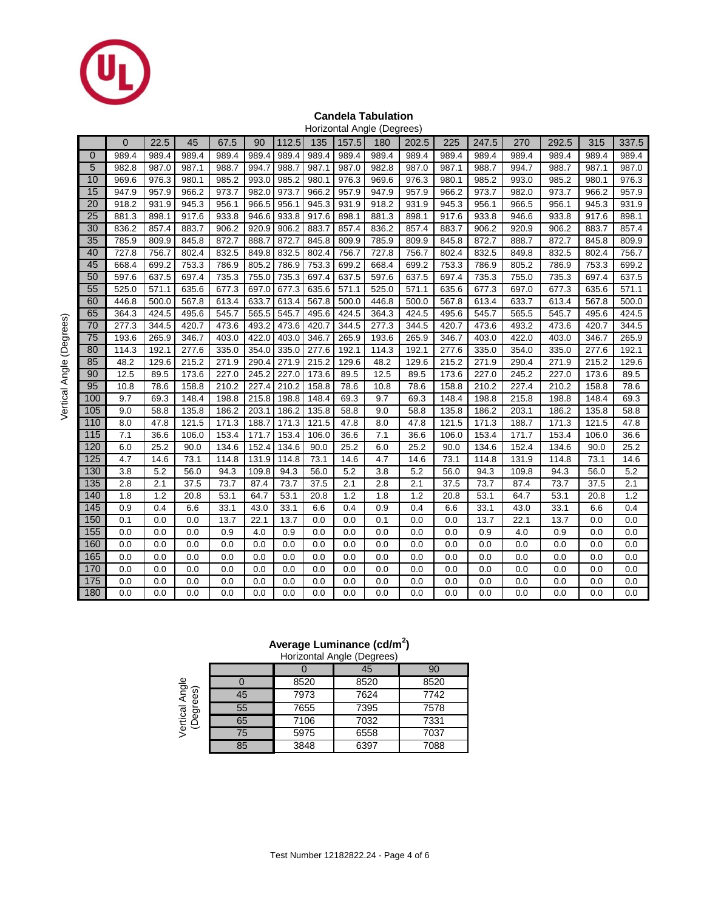## Candela Tabulation

Horizontal Angle (Degrees)

| Vertical Angle (Degrees) | 0 | 22.5 | 45 | 67.5 | 90 | 112.5 | 135 | 157.5 | 180 | 202.5 | 225 | 247.5 | 270 | 292.5 | 315 | 337.5 |
|---|---|---|---|---|---|---|---|---|---|---|---|---|---|---|---|---|
| 0 | 989.4 | 989.4 | 989.4 | 989.4 | 989.4 | 989.4 | 989.4 | 989.4 | 989.4 | 989.4 | 989.4 | 989.4 | 989.4 | 989.4 | 989.4 | 989.4 |
| 5 | 982.8 | 987.0 | 987.1 | 988.7 | 994.7 | 988.7 | 987.1 | 987.0 | 982.8 | 987.0 | 987.1 | 988.7 | 994.7 | 988.7 | 987.1 | 987.0 |
| 10 | 969.6 | 976.3 | 980.1 | 985.2 | 993.0 | 985.2 | 980.1 | 976.3 | 969.6 | 976.3 | 980.1 | 985.2 | 993.0 | 985.2 | 980.1 | 976.3 |
| 15 | 947.9 | 957.9 | 966.2 | 973.7 | 982.0 | 973.7 | 966.2 | 957.9 | 947.9 | 957.9 | 966.2 | 973.7 | 982.0 | 973.7 | 966.2 | 957.9 |
| 20 | 918.2 | 931.9 | 945.3 | 956.1 | 966.5 | 956.1 | 945.3 | 931.9 | 918.2 | 931.9 | 945.3 | 956.1 | 966.5 | 956.1 | 945.3 | 931.9 |
| 25 | 881.3 | 898.1 | 917.6 | 933.8 | 946.6 | 933.8 | 917.6 | 898.1 | 881.3 | 898.1 | 917.6 | 933.8 | 946.6 | 933.8 | 917.6 | 898.1 |
| 30 | 836.2 | 857.4 | 883.7 | 906.2 | 920.9 | 906.2 | 883.7 | 857.4 | 836.2 | 857.4 | 883.7 | 906.2 | 920.9 | 906.2 | 883.7 | 857.4 |
| 35 | 785.9 | 809.9 | 845.8 | 872.7 | 888.7 | 872.7 | 845.8 | 809.9 | 785.9 | 809.9 | 845.8 | 872.7 | 888.7 | 872.7 | 845.8 | 809.9 |
| 40 | 727.8 | 756.7 | 802.4 | 832.5 | 849.8 | 832.5 | 802.4 | 756.7 | 727.8 | 756.7 | 802.4 | 832.5 | 849.8 | 832.5 | 802.4 | 756.7 |
| 45 | 668.4 | 699.2 | 753.3 | 786.9 | 805.2 | 786.9 | 753.3 | 699.2 | 668.4 | 699.2 | 753.3 | 786.9 | 805.2 | 786.9 | 753.3 | 699.2 |
| 50 | 597.6 | 637.5 | 697.4 | 735.3 | 755.0 | 735.3 | 697.4 | 637.5 | 597.6 | 637.5 | 697.4 | 735.3 | 755.0 | 735.3 | 697.4 | 637.5 |
| 55 | 525.0 | 571.1 | 635.6 | 677.3 | 697.0 | 677.3 | 635.6 | 571.1 | 525.0 | 571.1 | 635.6 | 677.3 | 697.0 | 677.3 | 635.6 | 571.1 |
| 60 | 446.8 | 500.0 | 567.8 | 613.4 | 633.7 | 613.4 | 567.8 | 500.0 | 446.8 | 500.0 | 567.8 | 613.4 | 633.7 | 613.4 | 567.8 | 500.0 |
| 65 | 364.3 | 424.5 | 495.6 | 545.7 | 565.5 | 545.7 | 495.6 | 424.5 | 364.3 | 424.5 | 495.6 | 545.7 | 565.5 | 545.7 | 495.6 | 424.5 |
| 70 | 277.3 | 344.5 | 420.7 | 473.6 | 493.2 | 473.6 | 420.7 | 344.5 | 277.3 | 344.5 | 420.7 | 473.6 | 493.2 | 473.6 | 420.7 | 344.5 |
| 75 | 193.6 | 265.9 | 346.7 | 403.0 | 422.0 | 403.0 | 346.7 | 265.9 | 193.6 | 265.9 | 346.7 | 403.0 | 422.0 | 403.0 | 346.7 | 265.9 |
| 80 | 114.3 | 192.1 | 277.6 | 335.0 | 354.0 | 335.0 | 277.6 | 192.1 | 114.3 | 192.1 | 277.6 | 335.0 | 354.0 | 335.0 | 277.6 | 192.1 |
| 85 | 48.2 | 129.6 | 215.2 | 271.9 | 290.4 | 271.9 | 215.2 | 129.6 | 48.2 | 129.6 | 215.2 | 271.9 | 290.4 | 271.9 | 215.2 | 129.6 |
| 90 | 12.5 | 89.5 | 173.6 | 227.0 | 245.2 | 227.0 | 173.6 | 89.5 | 12.5 | 89.5 | 173.6 | 227.0 | 245.2 | 227.0 | 173.6 | 89.5 |
| 95 | 10.8 | 78.6 | 158.8 | 210.2 | 227.4 | 210.2 | 158.8 | 78.6 | 10.8 | 78.6 | 158.8 | 210.2 | 227.4 | 210.2 | 158.8 | 78.6 |
| 100 | 9.7 | 69.3 | 148.4 | 198.8 | 215.8 | 198.8 | 148.4 | 69.3 | 9.7 | 69.3 | 148.4 | 198.8 | 215.8 | 198.8 | 148.4 | 69.3 |
| 105 | 9.0 | 58.8 | 135.8 | 186.2 | 203.1 | 186.2 | 135.8 | 58.8 | 9.0 | 58.8 | 135.8 | 186.2 | 203.1 | 186.2 | 135.8 | 58.8 |
| 110 | 8.0 | 47.8 | 121.5 | 171.3 | 188.7 | 171.3 | 121.5 | 47.8 | 8.0 | 47.8 | 121.5 | 171.3 | 188.7 | 171.3 | 121.5 | 47.8 |
| 115 | 7.1 | 36.6 | 106.0 | 153.4 | 171.7 | 153.4 | 106.0 | 36.6 | 7.1 | 36.6 | 106.0 | 153.4 | 171.7 | 153.4 | 106.0 | 36.6 |
| 120 | 6.0 | 25.2 | 90.0 | 134.6 | 152.4 | 134.6 | 90.0 | 25.2 | 6.0 | 25.2 | 90.0 | 134.6 | 152.4 | 134.6 | 90.0 | 25.2 |
| 125 | 4.7 | 14.6 | 73.1 | 114.8 | 131.9 | 114.8 | 73.1 | 14.6 | 4.7 | 14.6 | 73.1 | 114.8 | 131.9 | 114.8 | 73.1 | 14.6 |
| 130 | 3.8 | 5.2 | 56.0 | 94.3 | 109.8 | 94.3 | 56.0 | 5.2 | 3.8 | 5.2 | 56.0 | 94.3 | 109.8 | 94.3 | 56.0 | 5.2 |
| 135 | 2.8 | 2.1 | 37.5 | 73.7 | 87.4 | 73.7 | 37.5 | 2.1 | 2.8 | 2.1 | 37.5 | 73.7 | 87.4 | 73.7 | 37.5 | 2.1 |
| 140 | 1.8 | 1.2 | 20.8 | 53.1 | 64.7 | 53.1 | 20.8 | 1.2 | 1.8 | 1.2 | 20.8 | 53.1 | 64.7 | 53.1 | 20.8 | 1.2 |
| 145 | 0.9 | 0.4 | 6.6 | 33.1 | 43.0 | 33.1 | 6.6 | 0.4 | 0.9 | 0.4 | 6.6 | 33.1 | 43.0 | 33.1 | 6.6 | 0.4 |
| 150 | 0.1 | 0.0 | 0.0 | 13.7 | 22.1 | 13.7 | 0.0 | 0.0 | 0.1 | 0.0 | 0.0 | 13.7 | 22.1 | 13.7 | 0.0 | 0.0 |
| 155 | 0.0 | 0.0 | 0.0 | 0.9 | 4.0 | 0.9 | 0.0 | 0.0 | 0.0 | 0.0 | 0.0 | 0.9 | 4.0 | 0.9 | 0.0 | 0.0 |
| 160 | 0.0 | 0.0 | 0.0 | 0.0 | 0.0 | 0.0 | 0.0 | 0.0 | 0.0 | 0.0 | 0.0 | 0.0 | 0.0 | 0.0 | 0.0 | 0.0 |
| 165 | 0.0 | 0.0 | 0.0 | 0.0 | 0.0 | 0.0 | 0.0 | 0.0 | 0.0 | 0.0 | 0.0 | 0.0 | 0.0 | 0.0 | 0.0 | 0.0 |
| 170 | 0.0 | 0.0 | 0.0 | 0.0 | 0.0 | 0.0 | 0.0 | 0.0 | 0.0 | 0.0 | 0.0 | 0.0 | 0.0 | 0.0 | 0.0 | 0.0 |
| 175 | 0.0 | 0.0 | 0.0 | 0.0 | 0.0 | 0.0 | 0.0 | 0.0 | 0.0 | 0.0 | 0.0 | 0.0 | 0.0 | 0.0 | 0.0 | 0.0 |
| 180 | 0.0 | 0.0 | 0.0 | 0.0 | 0.0 | 0.0 | 0.0 | 0.0 | 0.0 | 0.0 | 0.0 | 0.0 | 0.0 | 0.0 | 0.0 | 0.0 |

## Average Luminance ($cd/m^2$)

Horizontal Angle (Degrees)

| Vertical Angle (Degrees) | 0 | 45 | 90 |
|---|---|---|---|
| 0 | 8520 | 8520 | 8520 |
| 45 | 7973 | 7624 | 7742 |
| 55 | 7655 | 7395 | 7578 |
| 65 | 7106 | 7032 | 7331 |
| 75 | 5975 | 6558 | 7037 |
| 85 | 3848 | 6397 | 7088 |

Test Number 12182822.24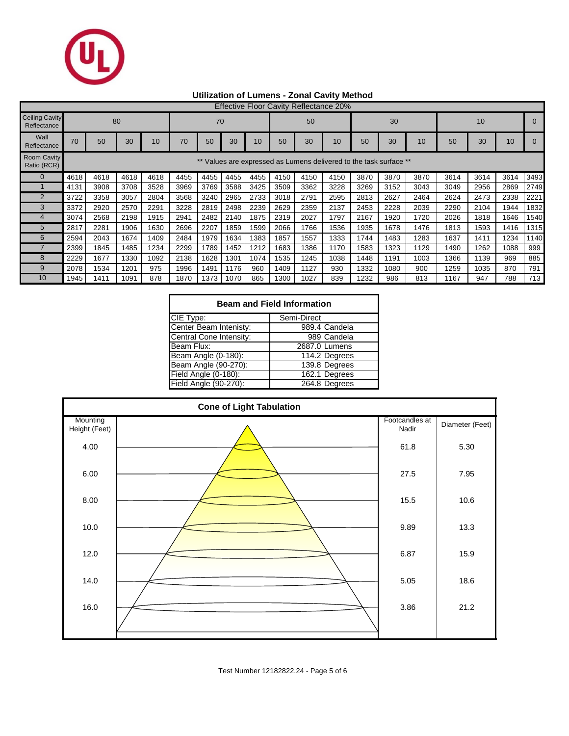## Utilization of Lumens - Zonal Cavity Method

| Effective Floor Cavity Reflectance 20% | | | | | | | | | | | | | | | | | | |
|---|---|---|---|---|---|---|---|---|---|---|---|---|---|---|---|---|---|---|
| Ceiling Cavity Reflectance | 80 | | | | 70 | | | | 50 | | | 30 | | | 10 | | | 0 |
| Wall Reflectance | 70 | 50 | 30 | 10 | 70 | 50 | 30 | 10 | 50 | 30 | 10 | 50 | 30 | 10 | 50 | 30 | 10 | 0 |
| Room Cavity Ratio (RCR) | ** Values are expressed as Lumens delivered to the task surface ** | | | | | | | | | | | | | | | | | |
| 0 | 4618 | 4618 | 4618 | 4618 | 4455 | 4455 | 4455 | 4455 | 4150 | 4150 | 4150 | 3870 | 3870 | 3870 | 3614 | 3614 | 3614 | 3493 |
| 1 | 4131 | 3908 | 3708 | 3528 | 3969 | 3769 | 3588 | 3425 | 3509 | 3362 | 3228 | 3269 | 3152 | 3043 | 3049 | 2956 | 2869 | 2749 |
| 2 | 3722 | 3358 | 3057 | 2804 | 3568 | 3240 | 2965 | 2733 | 3018 | 2791 | 2595 | 2813 | 2627 | 2464 | 2624 | 2473 | 2338 | 2221 |
| 3 | 3372 | 2920 | 2570 | 2291 | 3228 | 2819 | 2498 | 2239 | 2629 | 2359 | 2137 | 2453 | 2228 | 2039 | 2290 | 2104 | 1944 | 1832 |
| 4 | 3074 | 2568 | 2198 | 1915 | 2941 | 2482 | 2140 | 1875 | 2319 | 2027 | 1797 | 2167 | 1920 | 1720 | 2026 | 1818 | 1646 | 1540 |
| 5 | 2817 | 2281 | 1906 | 1630 | 2696 | 2207 | 1859 | 1599 | 2066 | 1766 | 1536 | 1935 | 1678 | 1476 | 1813 | 1593 | 1416 | 1315 |
| 6 | 2594 | 2043 | 1674 | 1409 | 2484 | 1979 | 1634 | 1383 | 1857 | 1557 | 1333 | 1744 | 1483 | 1283 | 1637 | 1411 | 1234 | 1140 |
| 7 | 2399 | 1845 | 1485 | 1234 | 2299 | 1789 | 1452 | 1212 | 1683 | 1386 | 1170 | 1583 | 1323 | 1129 | 1490 | 1262 | 1088 | 999 |
| 8 | 2229 | 1677 | 1330 | 1092 | 2138 | 1628 | 1301 | 1074 | 1535 | 1245 | 1038 | 1448 | 1191 | 1003 | 1366 | 1139 | 969 | 885 |
| 9 | 2078 | 1534 | 1201 | 975 | 1996 | 1491 | 1176 | 960 | 1409 | 1127 | 930 | 1332 | 1080 | 900 | 1259 | 1035 | 870 | 791 |
| 10 | 1945 | 1411 | 1091 | 878 | 1870 | 1373 | 1070 | 865 | 1300 | 1027 | 839 | 1232 | 986 | 813 | 1167 | 947 | 788 | 713 |

| Beam and Field Information | |
|---|---|
| CIE Type: | Semi-Direct |
| Center Beam Intenisty: | 989.4 Candela |
| Central Cone Intensity: | 989 Candela |
| Beam Flux: | 2687.0 Lumens |
| Beam Angle (0-180): | 114.2 Degrees |
| Beam Angle (90-270): | 139.8 Degrees |
| Field Angle (0-180): | 162.1 Degrees |
| Field Angle (90-270): | 264.8 Degrees |

## Cone of Light Tabulation

| Mounting Height (Feet) | Footcandles at Nadir | Diameter (Feet) |
|---|---|---|
| 4.00 | 61.8 | 5.30 |
| 6.00 | 27.5 | 7.95 |
| 8.00 | 15.5 | 10.6 |
| 10.0 | 9.89 | 13.3 |
| 12.0 | 6.87 | 15.9 |
| 14.0 | 5.05 | 18.6 |
| 16.0 | 3.86 | 21.2 |

Test Number 12182822.24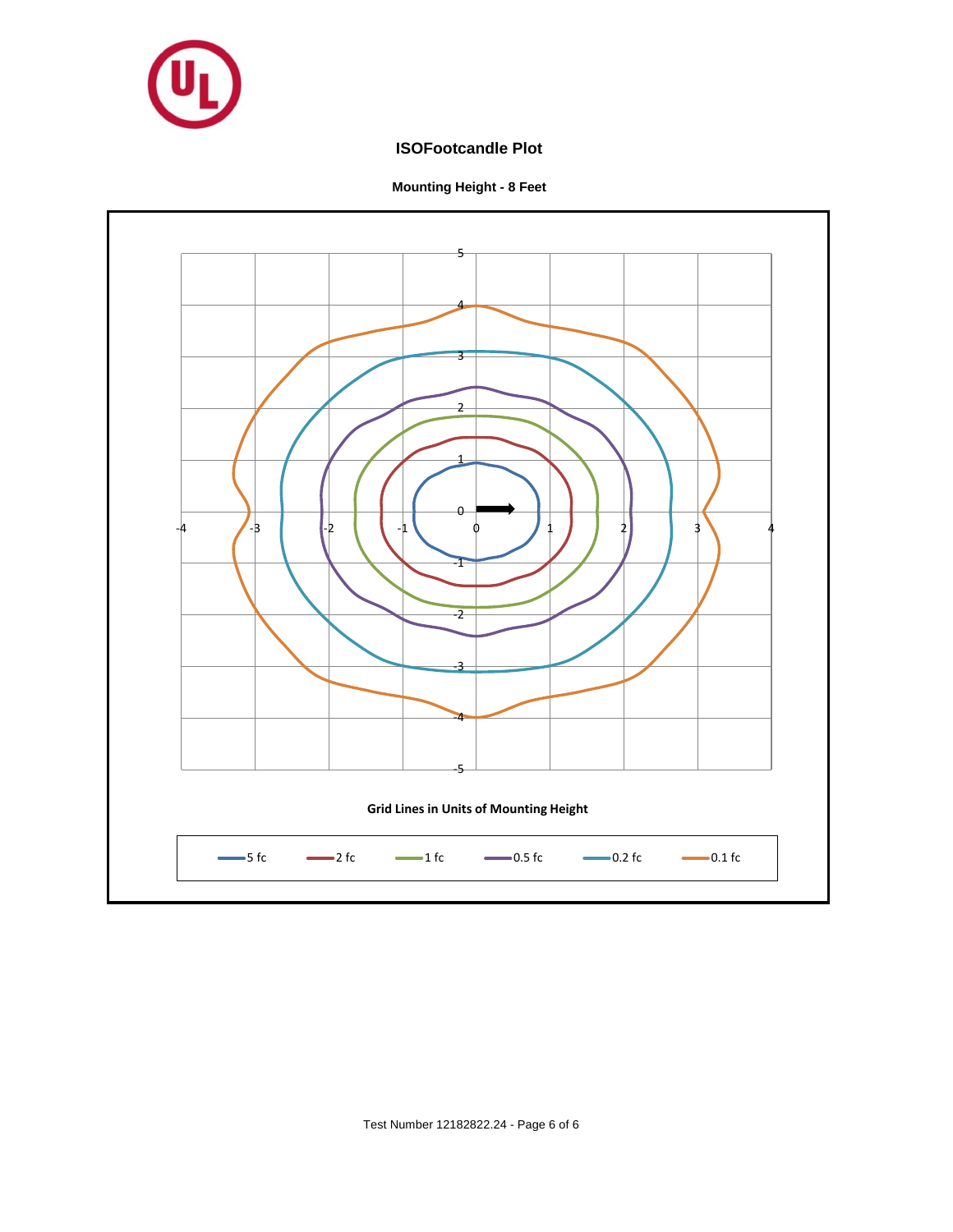## ISOFootcandle Plot

**Mounting Height - 8 Feet**

5
4
3
2
1
0
-1
-2
-3
-4
-5

-4 -3 -2 -1 0 1 2 3 4

**Grid Lines in Units of Mounting Height**

5 fc
2 fc
1 fc
0.5 fc
0.2 fc
0.1 fc

Test Number 12182822.24